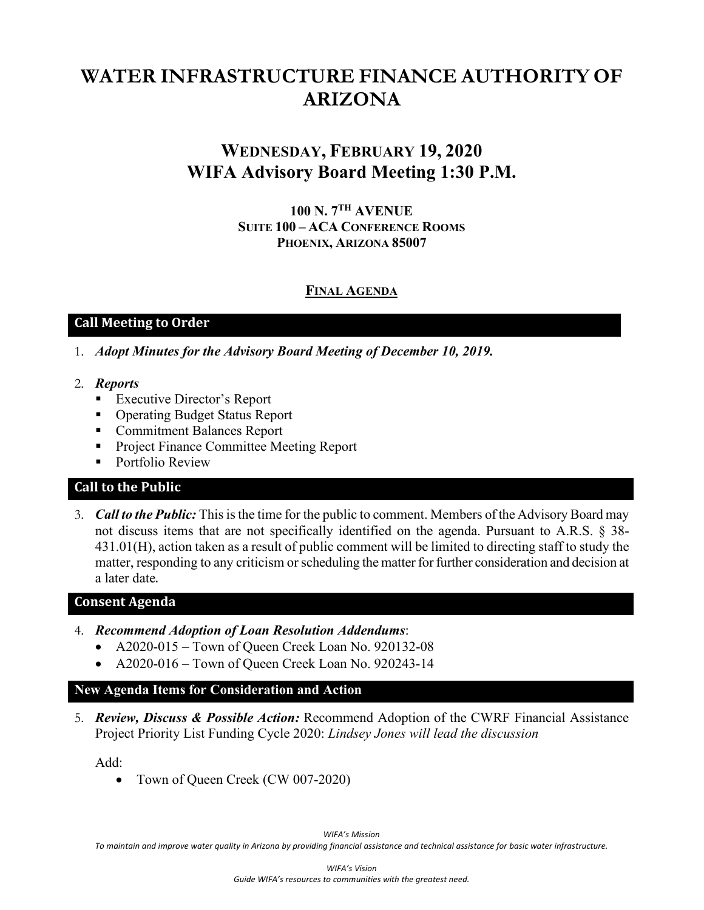# WATER INFRASTRUCTURE FINANCE AUTHORITY OF ARIZONA

## WEDNESDAY, FEBRUARY 19, 2020
## WIFA Advisory Board Meeting 1:30 P.M.

**100 N. 7TH AVENUE**
**SUITE 100 – ACA CONFERENCE ROOMS**
**PHOENIX, ARIZONA 85007**

**FINAL AGENDA**

### Call Meeting to Order

1. ***Adopt Minutes for the Advisory Board Meeting of December 10, 2019.***

2. ***Reports***
   - Executive Director's Report
   - Operating Budget Status Report
   - Commitment Balances Report
   - Project Finance Committee Meeting Report
   - Portfolio Review

### Call to the Public

3. ***Call to the Public:*** This is the time for the public to comment. Members of the Advisory Board may not discuss items that are not specifically identified on the agenda. Pursuant to A.R.S. § 38-431.01(H), action taken as a result of public comment will be limited to directing staff to study the matter, responding to any criticism or scheduling the matter for further consideration and decision at a later date.

### Consent Agenda

4. ***Recommend Adoption of Loan Resolution Addendums***:
   - A2020-015 – Town of Queen Creek Loan No. 920132-08
   - A2020-016 – Town of Queen Creek Loan No. 920243-14

### New Agenda Items for Consideration and Action

5. ***Review, Discuss & Possible Action:*** Recommend Adoption of the CWRF Financial Assistance Project Priority List Funding Cycle 2020: *Lindsey Jones will lead the discussion*

   Add:
   - Town of Queen Creek (CW 007-2020)

*WIFA's Mission*
*To maintain and improve water quality in Arizona by providing financial assistance and technical assistance for basic water infrastructure.*

*WIFA's Vision*
*Guide WIFA's resources to communities with the greatest need.*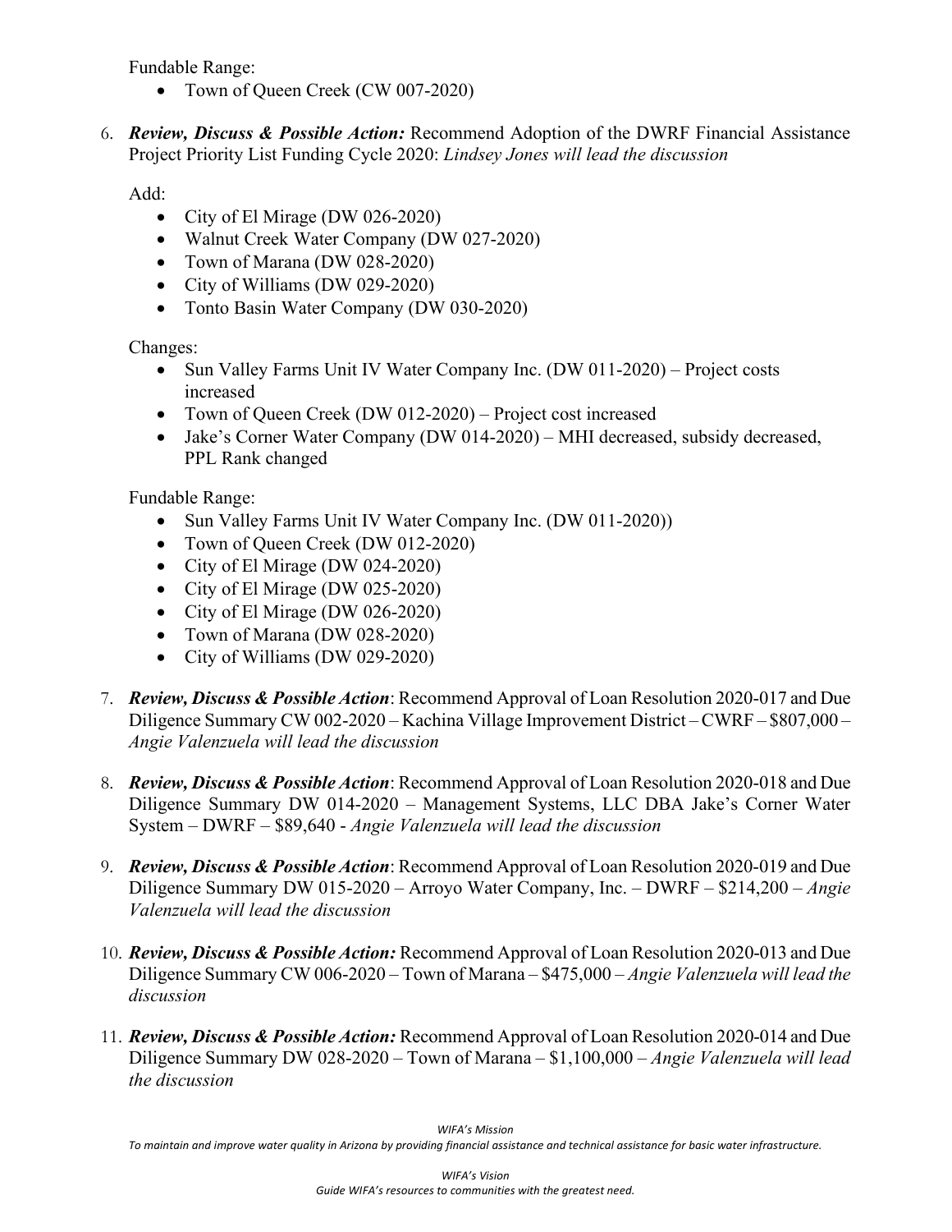Fundable Range:

- Town of Queen Creek (CW 007-2020)

6. ***Review, Discuss & Possible Action:*** Recommend Adoption of the DWRF Financial Assistance Project Priority List Funding Cycle 2020: *Lindsey Jones will lead the discussion*

   Add:

   - City of El Mirage (DW 026-2020)
   - Walnut Creek Water Company (DW 027-2020)
   - Town of Marana (DW 028-2020)
   - City of Williams (DW 029-2020)
   - Tonto Basin Water Company (DW 030-2020)

   Changes:

   - Sun Valley Farms Unit IV Water Company Inc. (DW 011-2020) – Project costs increased
   - Town of Queen Creek (DW 012-2020) – Project cost increased
   - Jake's Corner Water Company (DW 014-2020) – MHI decreased, subsidy decreased, PPL Rank changed

   Fundable Range:

   - Sun Valley Farms Unit IV Water Company Inc. (DW 011-2020))
   - Town of Queen Creek (DW 012-2020)
   - City of El Mirage (DW 024-2020)
   - City of El Mirage (DW 025-2020)
   - City of El Mirage (DW 026-2020)
   - Town of Marana (DW 028-2020)
   - City of Williams (DW 029-2020)

7. ***Review, Discuss & Possible Action***: Recommend Approval of Loan Resolution 2020-017 and Due Diligence Summary CW 002-2020 – Kachina Village Improvement District – CWRF – $807,000 – *Angie Valenzuela will lead the discussion*

8. ***Review, Discuss & Possible Action***: Recommend Approval of Loan Resolution 2020-018 and Due Diligence Summary DW 014-2020 – Management Systems, LLC DBA Jake's Corner Water System – DWRF – $89,640 - *Angie Valenzuela will lead the discussion*

9. ***Review, Discuss & Possible Action***: Recommend Approval of Loan Resolution 2020-019 and Due Diligence Summary DW 015-2020 – Arroyo Water Company, Inc. – DWRF – $214,200 – *Angie Valenzuela will lead the discussion*

10. ***Review, Discuss & Possible Action:*** Recommend Approval of Loan Resolution 2020-013 and Due Diligence Summary CW 006-2020 – Town of Marana – $475,000 – *Angie Valenzuela will lead the discussion*

11. ***Review, Discuss & Possible Action:*** Recommend Approval of Loan Resolution 2020-014 and Due Diligence Summary DW 028-2020 – Town of Marana – $1,100,000 – *Angie Valenzuela will lead the discussion*

*WIFA's Mission*

*To maintain and improve water quality in Arizona by providing financial assistance and technical assistance for basic water infrastructure.*

*WIFA's Vision*

*Guide WIFA's resources to communities with the greatest need.*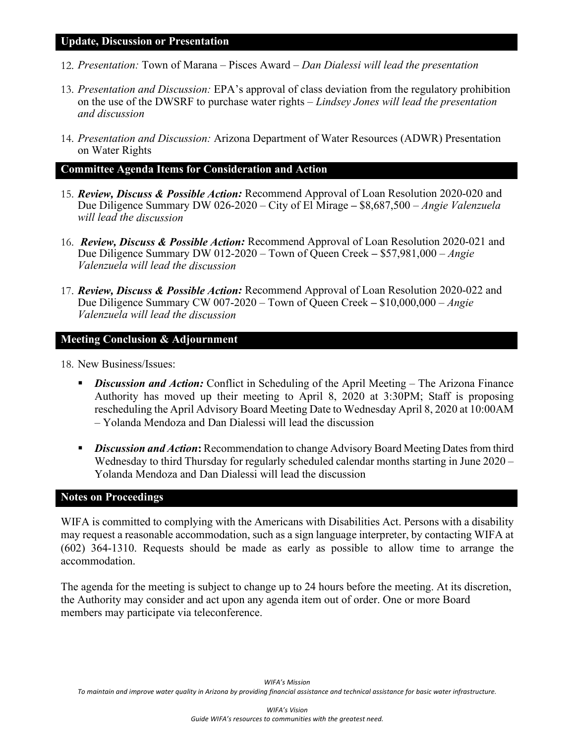## Update, Discussion or Presentation

12. *Presentation:* Town of Marana – Pisces Award – *Dan Dialessi will lead the presentation*

13. *Presentation and Discussion:* EPA's approval of class deviation from the regulatory prohibition on the use of the DWSRF to purchase water rights – *Lindsey Jones will lead the presentation and discussion*

14. *Presentation and Discussion:* Arizona Department of Water Resources (ADWR) Presentation on Water Rights

## Committee Agenda Items for Consideration and Action

15. ***Review, Discuss & Possible Action:*** Recommend Approval of Loan Resolution 2020-020 and Due Diligence Summary DW 026-2020 – City of El Mirage **–** $8,687,500 – *Angie Valenzuela will lead the discussion*

16. ***Review, Discuss & Possible Action:*** Recommend Approval of Loan Resolution 2020-021 and Due Diligence Summary DW 012-2020 – Town of Queen Creek **–** $57,981,000 – *Angie Valenzuela will lead the discussion*

17. ***Review, Discuss & Possible Action:*** Recommend Approval of Loan Resolution 2020-022 and Due Diligence Summary CW 007-2020 – Town of Queen Creek **–** $10,000,000 – *Angie Valenzuela will lead the discussion*

## Meeting Conclusion & Adjournment

18. New Business/Issues:

    - ***Discussion and Action:*** Conflict in Scheduling of the April Meeting – The Arizona Finance Authority has moved up their meeting to April 8, 2020 at 3:30PM; Staff is proposing rescheduling the April Advisory Board Meeting Date to Wednesday April 8, 2020 at 10:00AM – Yolanda Mendoza and Dan Dialessi will lead the discussion

    - ***Discussion and Action*****:** Recommendation to change Advisory Board Meeting Dates from third Wednesday to third Thursday for regularly scheduled calendar months starting in June 2020 – Yolanda Mendoza and Dan Dialessi will lead the discussion

## Notes on Proceedings

WIFA is committed to complying with the Americans with Disabilities Act. Persons with a disability may request a reasonable accommodation, such as a sign language interpreter, by contacting WIFA at (602) 364-1310. Requests should be made as early as possible to allow time to arrange the accommodation.

The agenda for the meeting is subject to change up to 24 hours before the meeting. At its discretion, the Authority may consider and act upon any agenda item out of order. One or more Board members may participate via teleconference.

*WIFA's Mission*
*To maintain and improve water quality in Arizona by providing financial assistance and technical assistance for basic water infrastructure.*

*WIFA's Vision*
*Guide WIFA's resources to communities with the greatest need.*